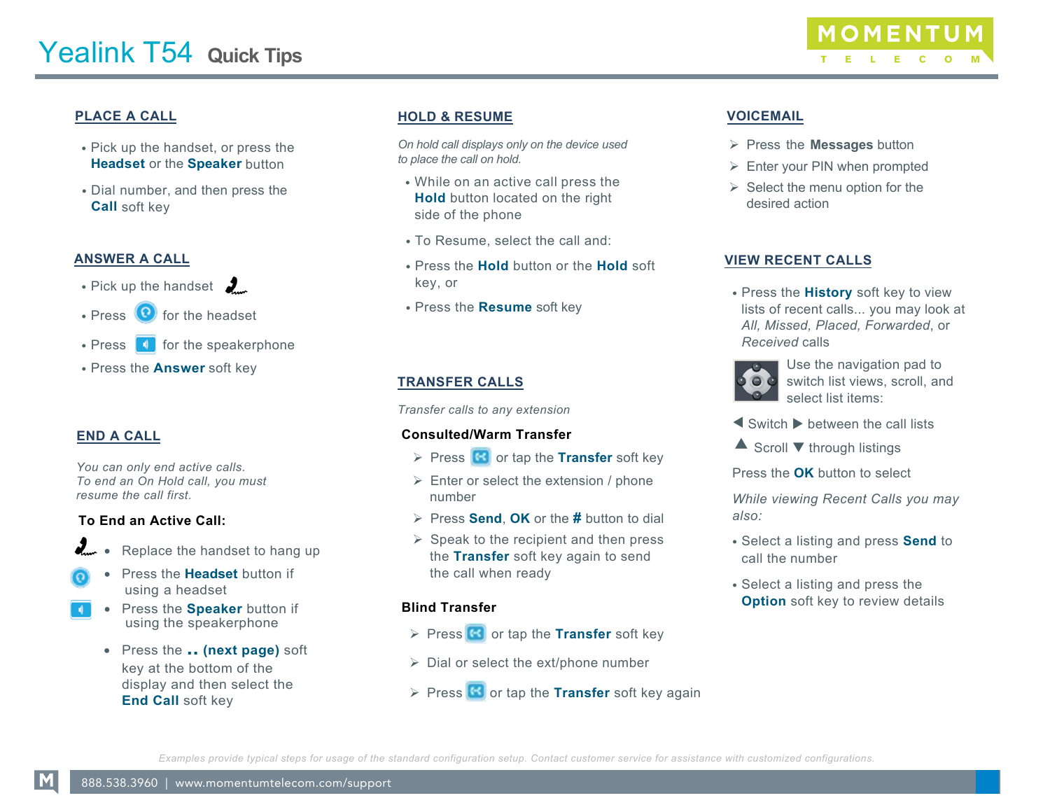# Yealink T54 Quick Tips

## PLACE A CALL

- Pick up the handset, or press the **Headset** or the **Speaker** button
- Dial number, and then press the **Call** soft key

## ANSWER A CALL

- Pick up the handset
- Press for the headset
- Press for the speakerphone
- Press the **Answer** soft key

## END A CALL

*You can only end active calls. To end an On Hold call, you must resume the call first.*

**To End an Active Call:**

- Replace the handset to hang up
- Press the **Headset** button if using a headset
- Press the **Speaker** button if using the speakerphone
- Press the **.. (next page)** soft key at the bottom of the display and then select the **End Call** soft key

## HOLD & RESUME

*On hold call displays only on the device used to place the call on hold.*

- While on an active call press the **Hold** button located on the right side of the phone
- To Resume, select the call and:
- Press the **Hold** button or the **Hold** soft key, or
- Press the **Resume** soft key

## TRANSFER CALLS

*Transfer calls to any extension*

**Consulted/Warm Transfer**

- Press or tap the **Transfer** soft key
- Enter or select the extension / phone number
- Press **Send**, **OK** or the **#** button to dial
- Speak to the recipient and then press the **Transfer** soft key again to send the call when ready

**Blind Transfer**

- Press or tap the **Transfer** soft key
- Dial or select the ext/phone number
- Press or tap the **Transfer** soft key again

## VOICEMAIL

- Press the **Messages** button
- Enter your PIN when prompted
- Select the menu option for the desired action

## VIEW RECENT CALLS

- Press the **History** soft key to view lists of recent calls... you may look at *All, Missed, Placed, Forwarded*, or *Received* calls

Use the navigation pad to switch list views, scroll, and select list items:

◀ Switch ▶ between the call lists

▲ Scroll ▼ through listings

Press the **OK** button to select

*While viewing Recent Calls you may also:*

- Select a listing and press **Send** to call the number
- Select a listing and press the **Option** soft key to review details

*Examples provide typical steps for usage of the standard configuration setup. Contact customer service for assistance with customized configurations.*

888.538.3960 | www.momentumtelecom.com/support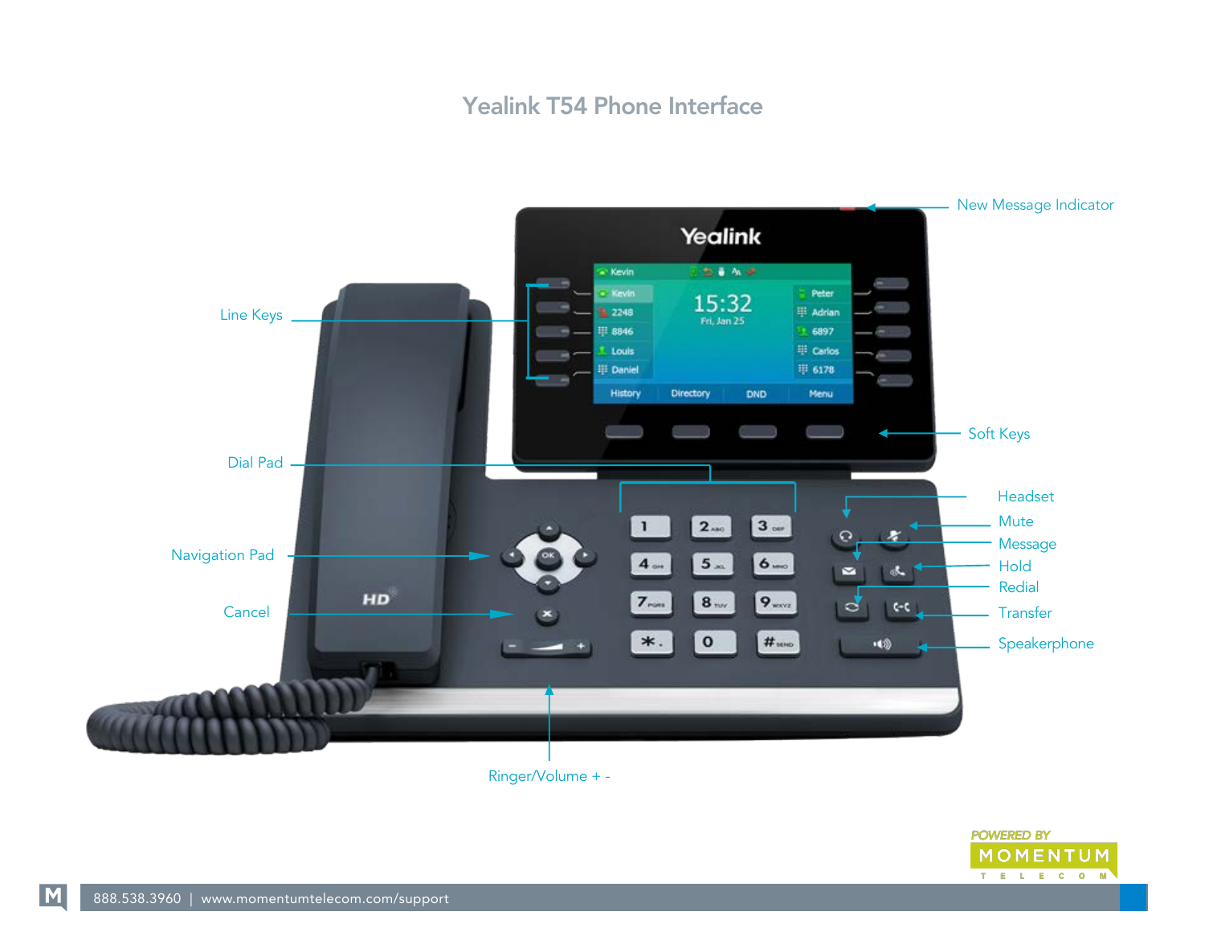# Yealink T54 Phone Interface

New Message Indicator

Line Keys

Soft Keys

Dial Pad

Headset

Mute

Message

Navigation Pad

Hold

Redial

Cancel

Transfer

Speakerphone

Ringer/Volume + -

POWERED BY MOMENTUM TELECOM

888.538.3960 | www.momentumtelecom.com/support